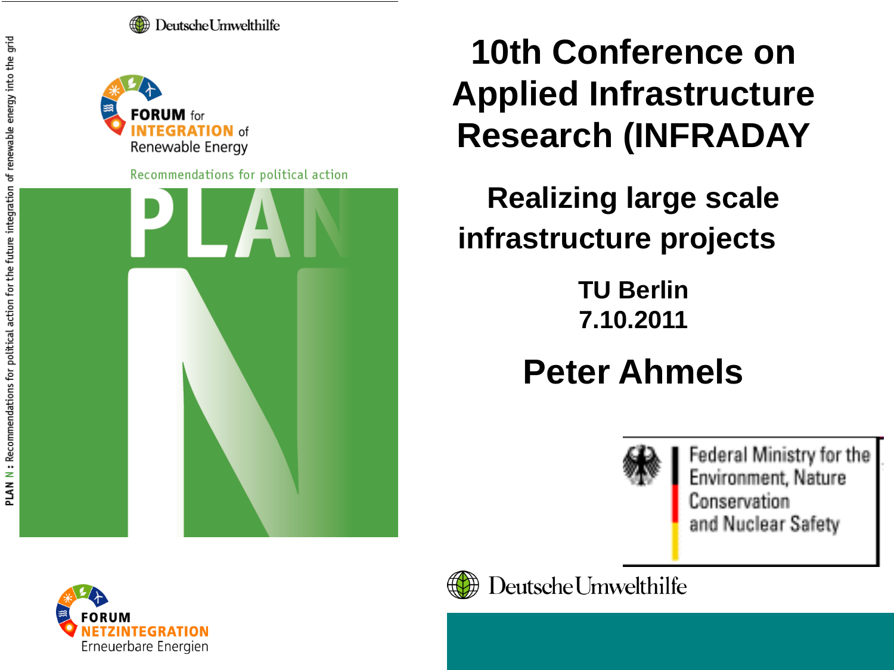Deutsche Umwelthilfe

FORUM for INTEGRATION of Renewable Energy

Recommendations for political action

PLAN N

PLAN N : Recommendations for political action for the future integration of renewable energy into the grid

FORUM NETZINTEGRATION Erneuerbare Energien

# 10th Conference on Applied Infrastructure Research (INFRADAY

## Realizing large scale infrastructure projects

**TU Berlin**
**7.10.2011**

## Peter Ahmels

Federal Ministry for the Environment, Nature Conservation and Nuclear Safety

Deutsche Umwelthilfe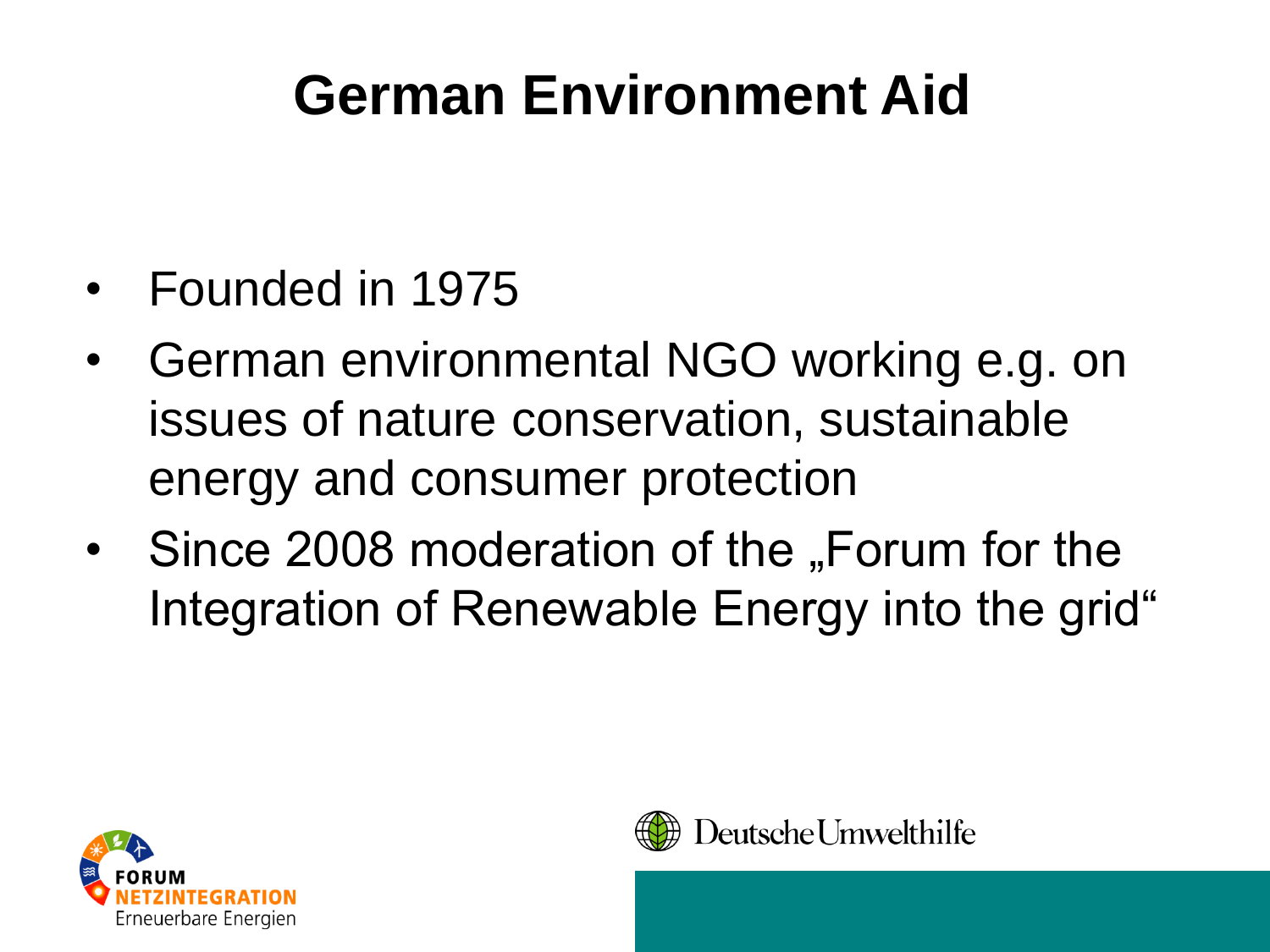# German Environment Aid

- Founded in 1975
- German environmental NGO working e.g. on issues of nature conservation, sustainable energy and consumer protection
- Since 2008 moderation of the „Forum for the Integration of Renewable Energy into the grid"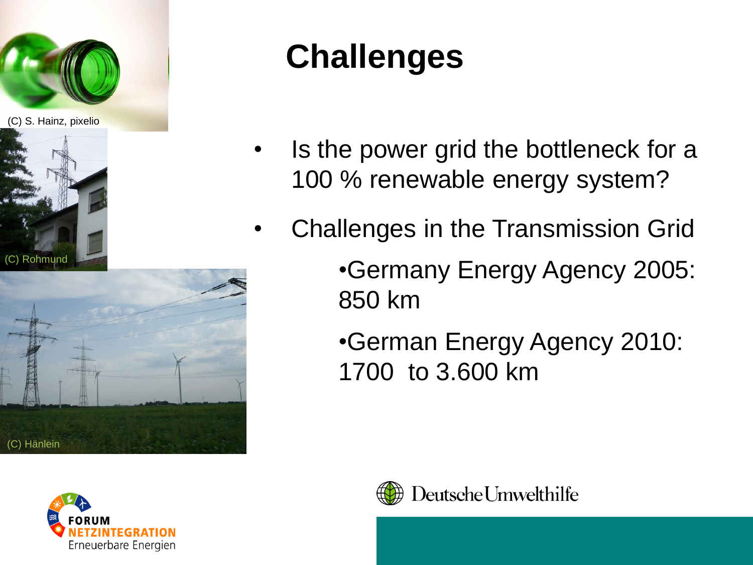# Challenges

- Is the power grid the bottleneck for a 100 % renewable energy system?
- Challenges in the Transmission Grid
  - Germany Energy Agency 2005: 850 km
  - German Energy Agency 2010: 1700 to 3.600 km

(C) S. Hainz, pixelio

(C) Rohmund

(C) Hänlein

FORUM NETZINTEGRATION Erneuerbare Energien

DeutscheUmwelthilfe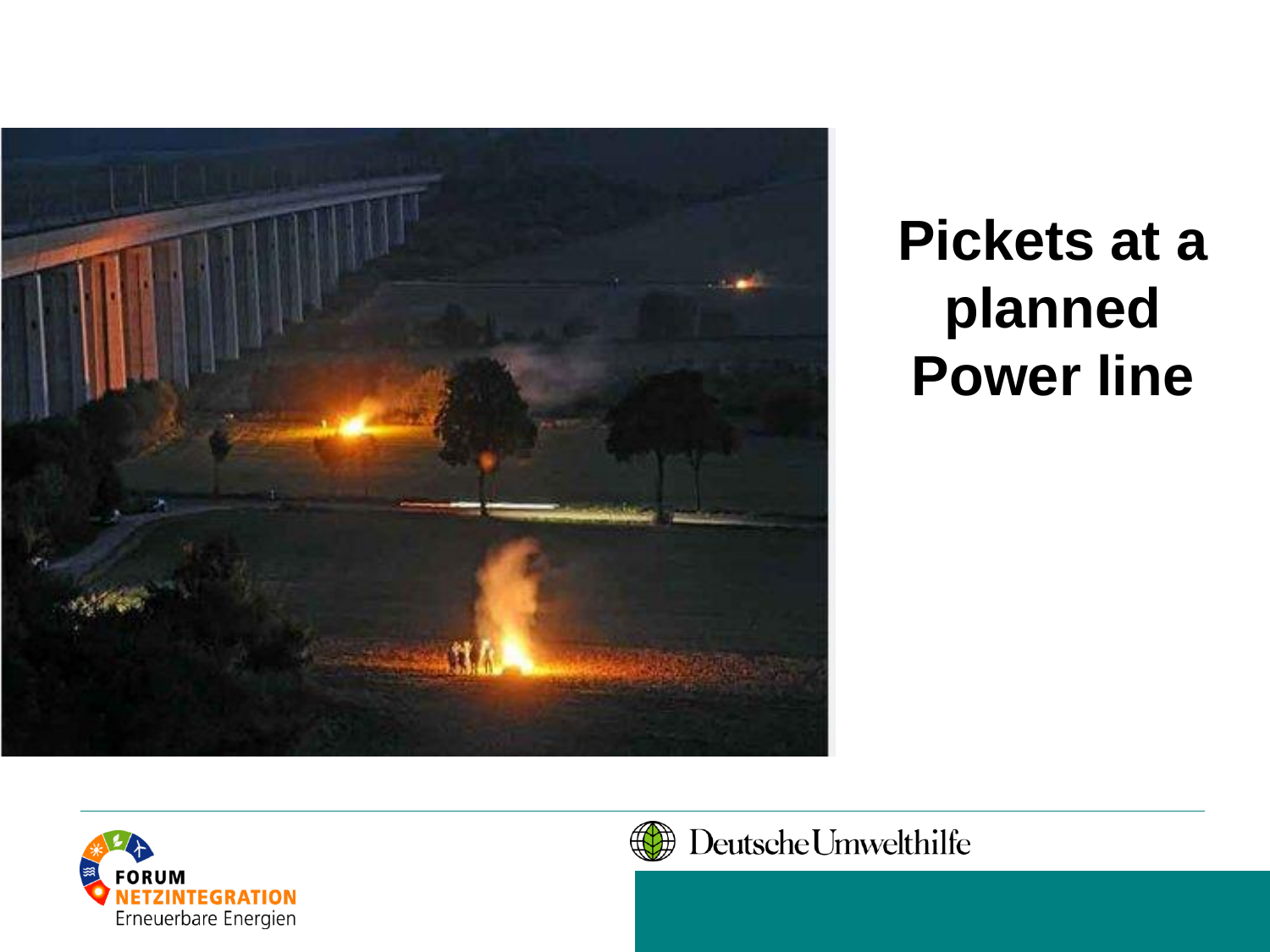# Pickets at a planned Power line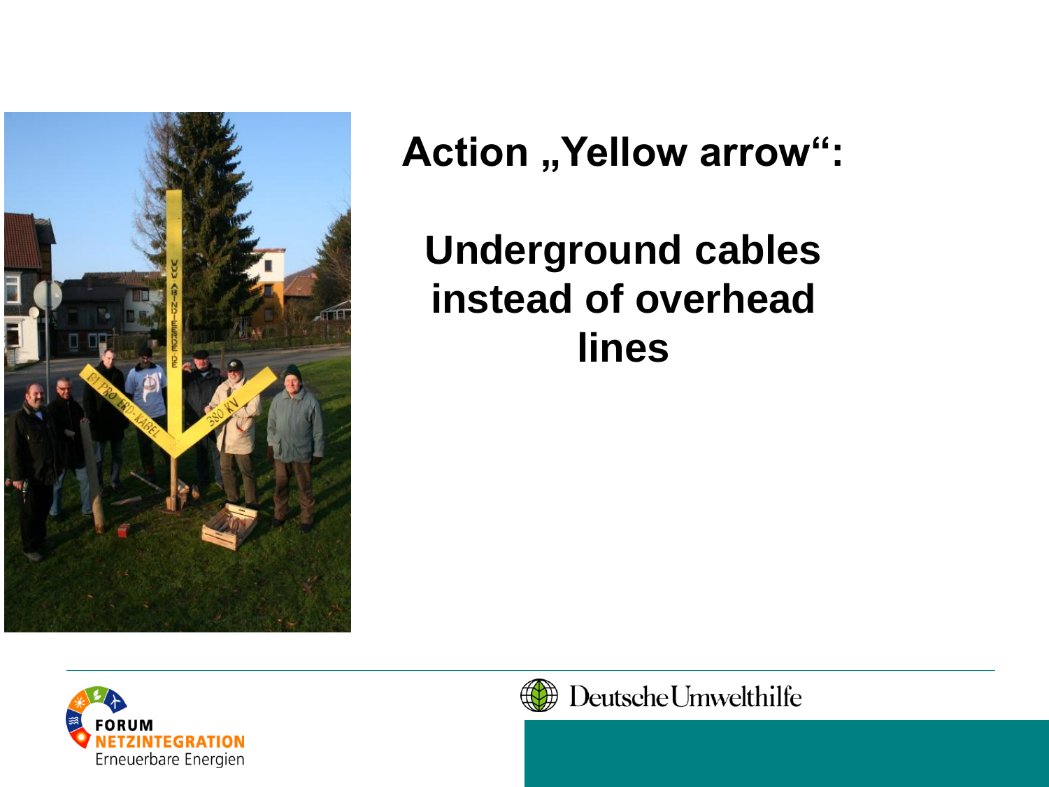# Action „Yellow arrow“:

## Underground cables instead of overhead lines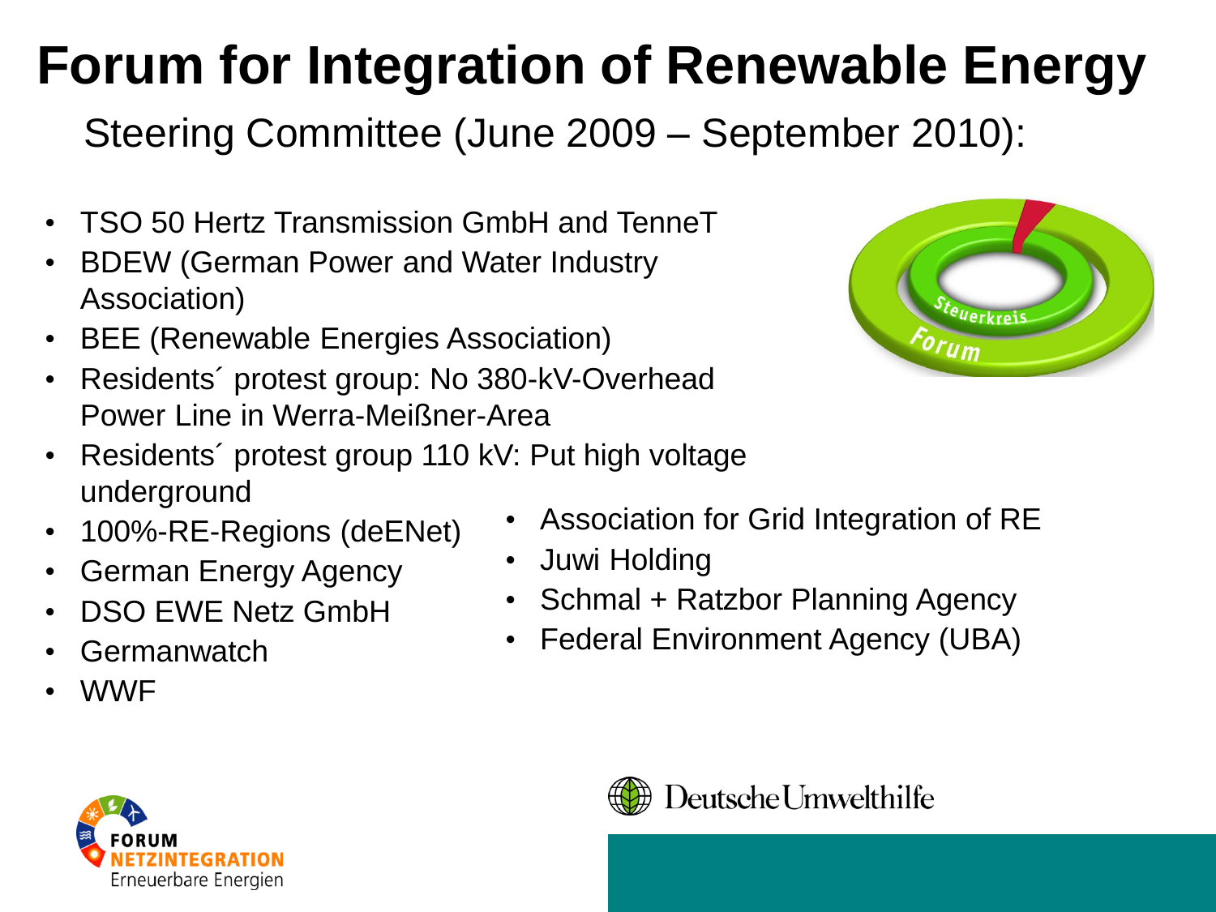# Forum for Integration of Renewable Energy

Steering Committee (June 2009 – September 2010):

- TSO 50 Hertz Transmission GmbH and TenneT
- BDEW (German Power and Water Industry Association)
- BEE (Renewable Energies Association)
- Residents´ protest group: No 380-kV-Overhead Power Line in Werra-Meißner-Area
- Residents´ protest group 110 kV: Put high voltage underground
- 100%-RE-Regions (deENet)
- German Energy Agency
- DSO EWE Netz GmbH
- Germanwatch
- WWF
- Association for Grid Integration of RE
- Juwi Holding
- Schmal + Ratzbor Planning Agency
- Federal Environment Agency (UBA)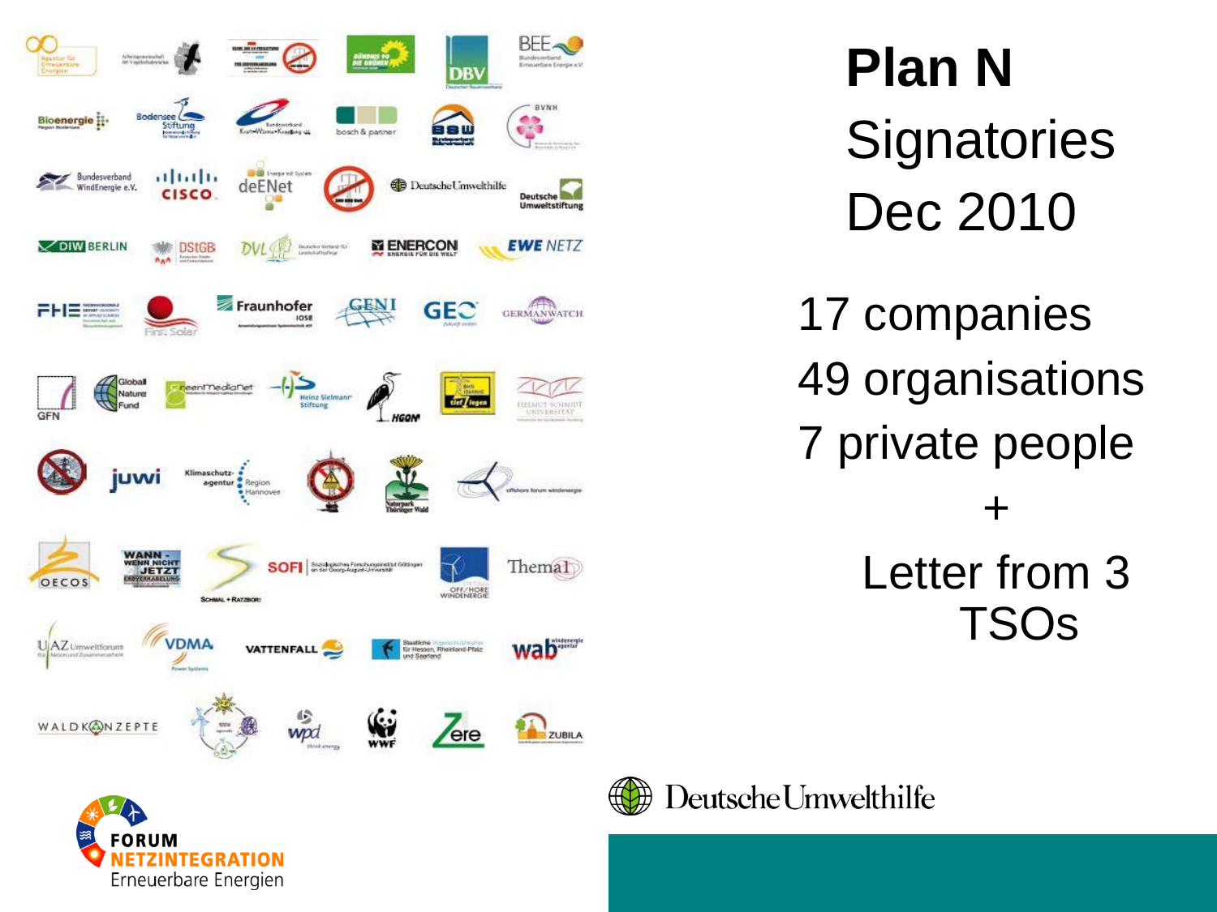# Plan N

Signatories
Dec 2010

17 companies
49 organisations
7 private people
+
Letter from 3 TSOs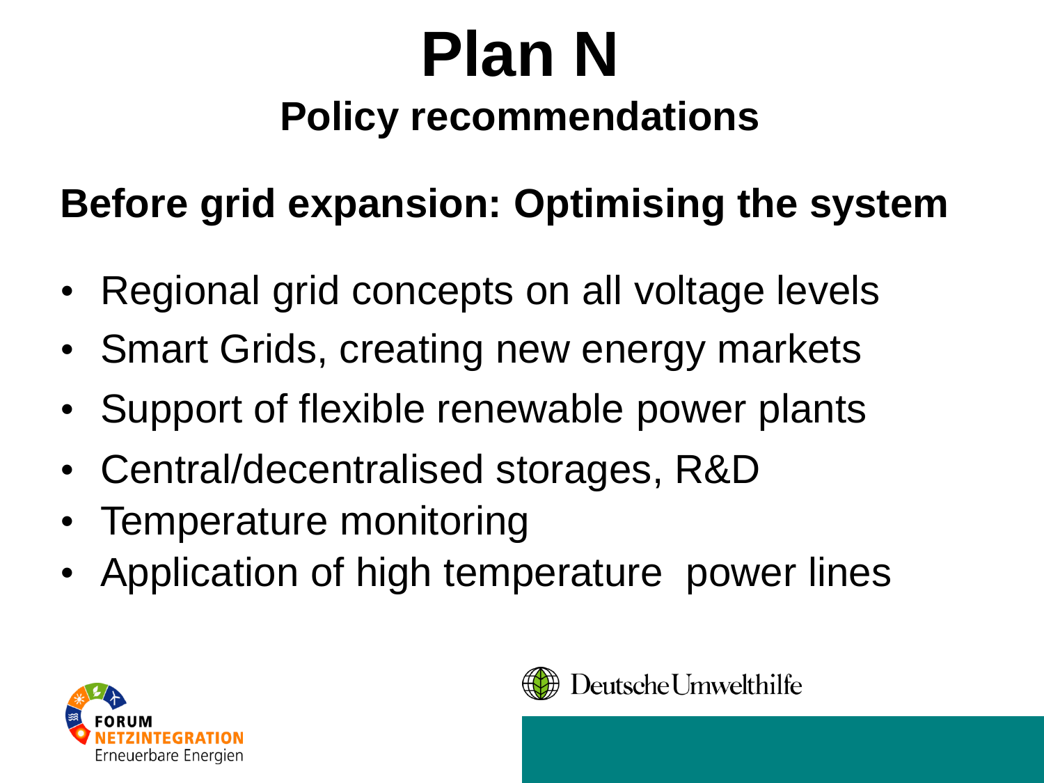# Plan N

## Policy recommendations

### Before grid expansion: Optimising the system

- Regional grid concepts on all voltage levels
- Smart Grids, creating new energy markets
- Support of flexible renewable power plants
- Central/decentralised storages, R&D
- Temperature monitoring
- Application of high temperature power lines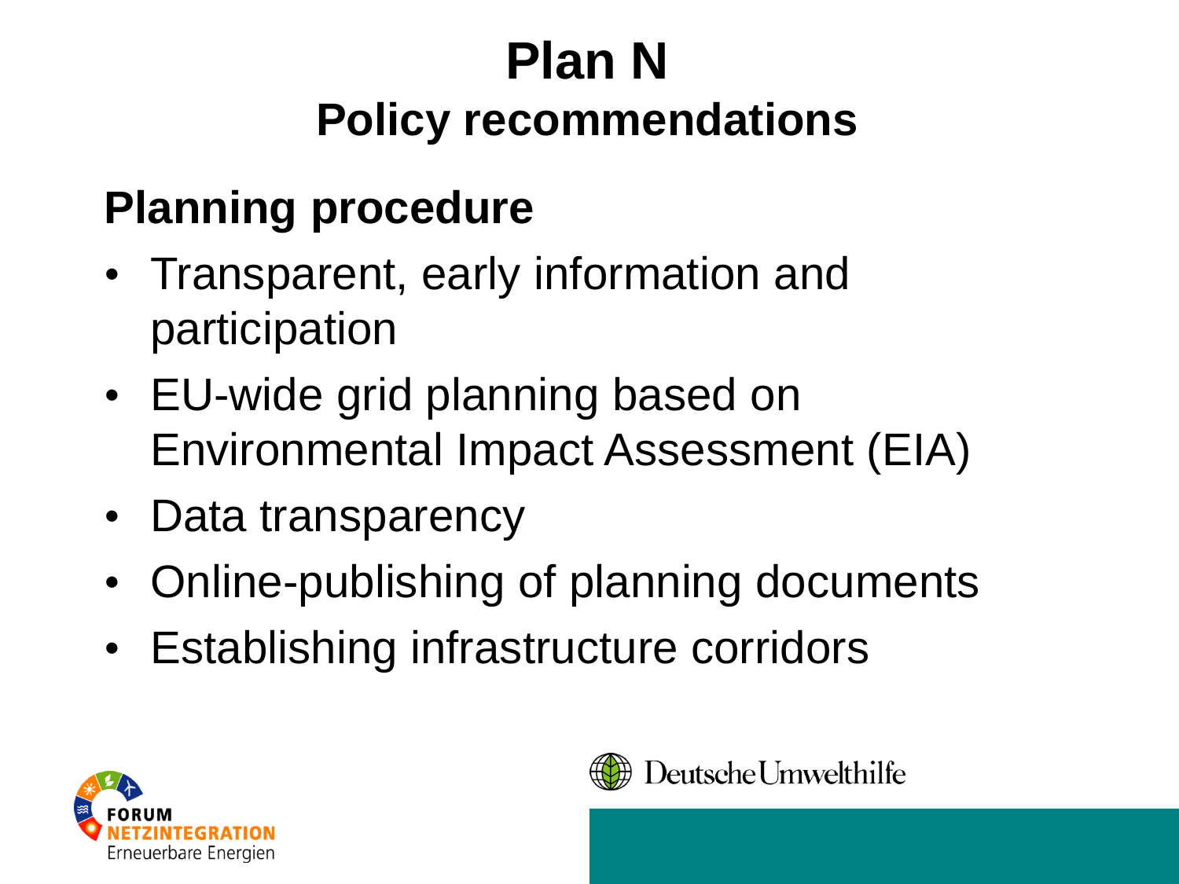# Plan N

## Policy recommendations

### Planning procedure

- Transparent, early information and participation
- EU-wide grid planning based on Environmental Impact Assessment (EIA)
- Data transparency
- Online-publishing of planning documents
- Establishing infrastructure corridors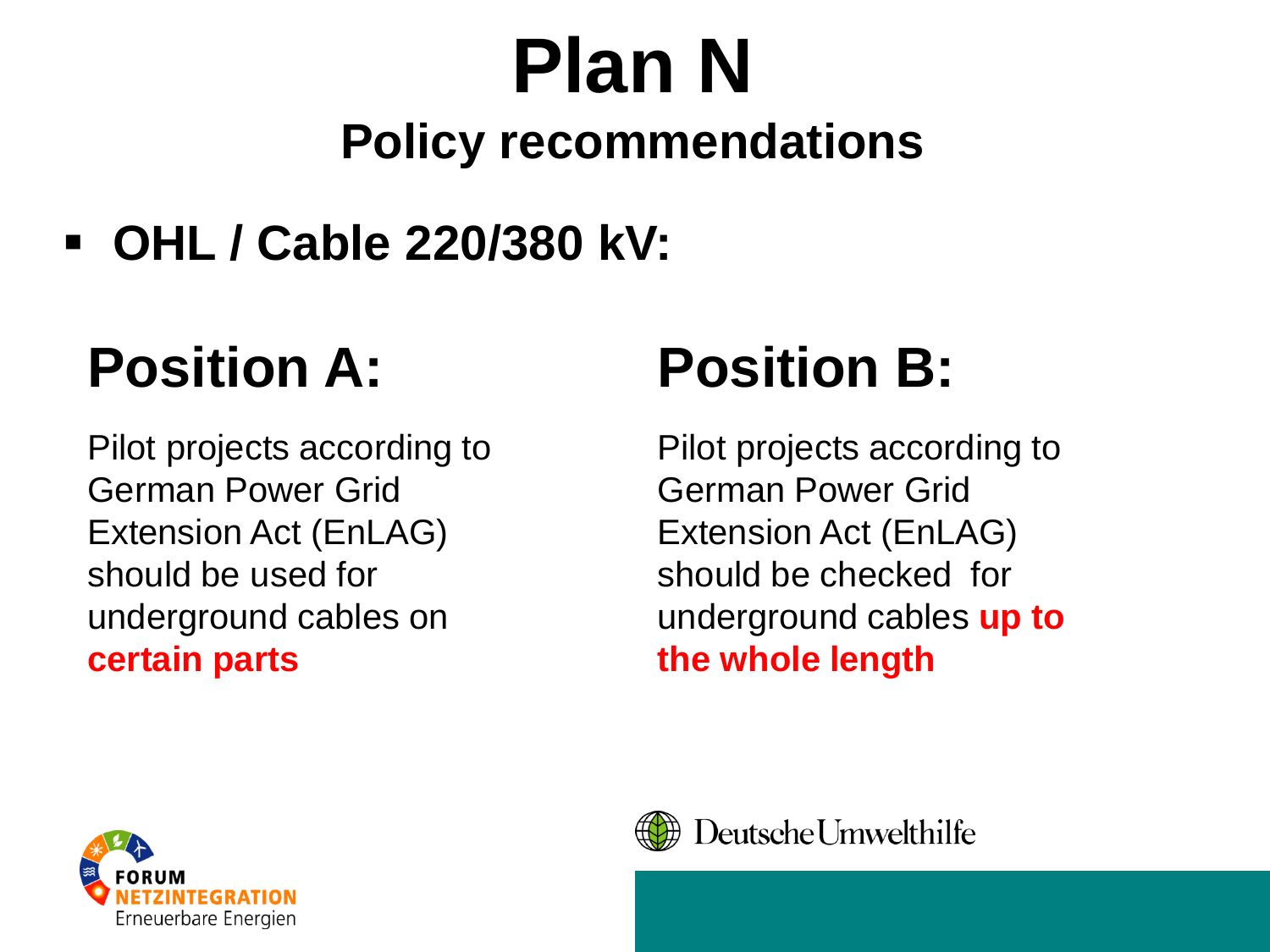# Plan N

## Policy recommendations

- **OHL / Cable 220/380 kV:**

## Position A:

Pilot projects according to German Power Grid Extension Act (EnLAG) should be used for underground cables on **certain parts**

## Position B:

Pilot projects according to German Power Grid Extension Act (EnLAG) should be checked for underground cables **up to the whole length**

FORUM NETZINTEGRATION Erneuerbare Energien

DeutscheUmwelthilfe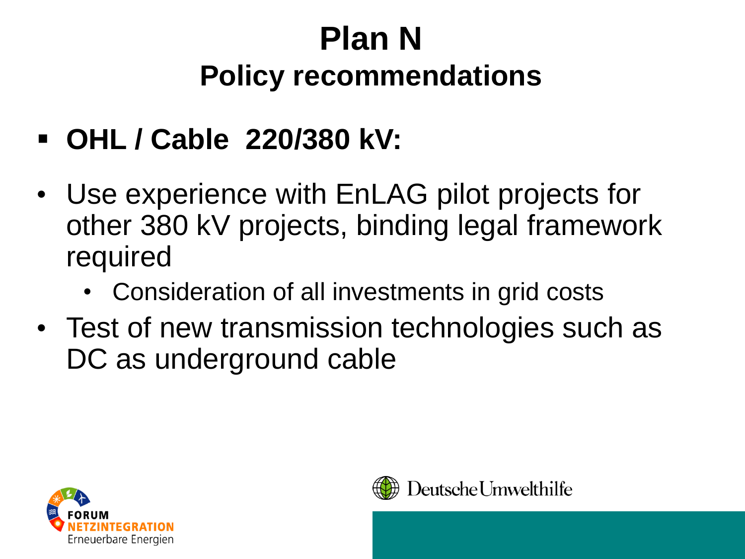# Plan N

## Policy recommendations

- **OHL / Cable 220/380 kV:**

- Use experience with EnLAG pilot projects for other 380 kV projects, binding legal framework required
  - Consideration of all investments in grid costs
- Test of new transmission technologies such as DC as underground cable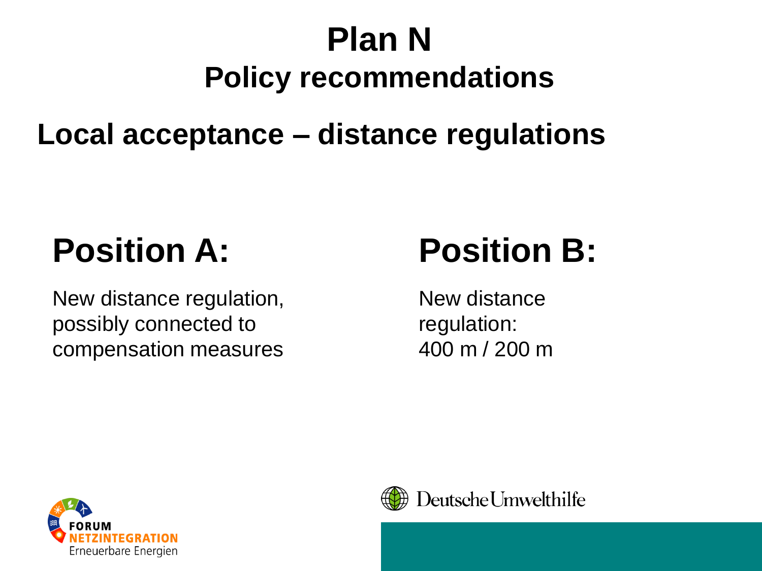# Plan N

## Policy recommendations

## Local acceptance – distance regulations

### Position A:

New distance regulation, possibly connected to compensation measures

### Position B:

New distance regulation: 400 m / 200 m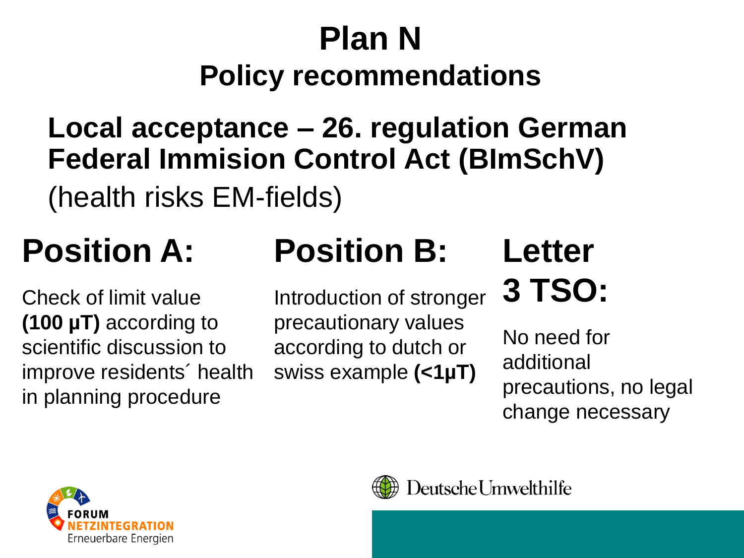# Plan N

## Policy recommendations

### Local acceptance – 26. regulation German Federal Immision Control Act (BImSchV)

(health risks EM-fields)

## Position A:

Check of limit value **(100 µT)** according to scientific discussion to improve residents´ health in planning procedure

## Position B:

Introduction of stronger precautionary values according to dutch or swiss example **(<1µT)**

## Letter 3 TSO:

No need for additional precautions, no legal change necessary

FORUM NETZINTEGRATION Erneuerbare Energien

Deutsche Umwelthilfe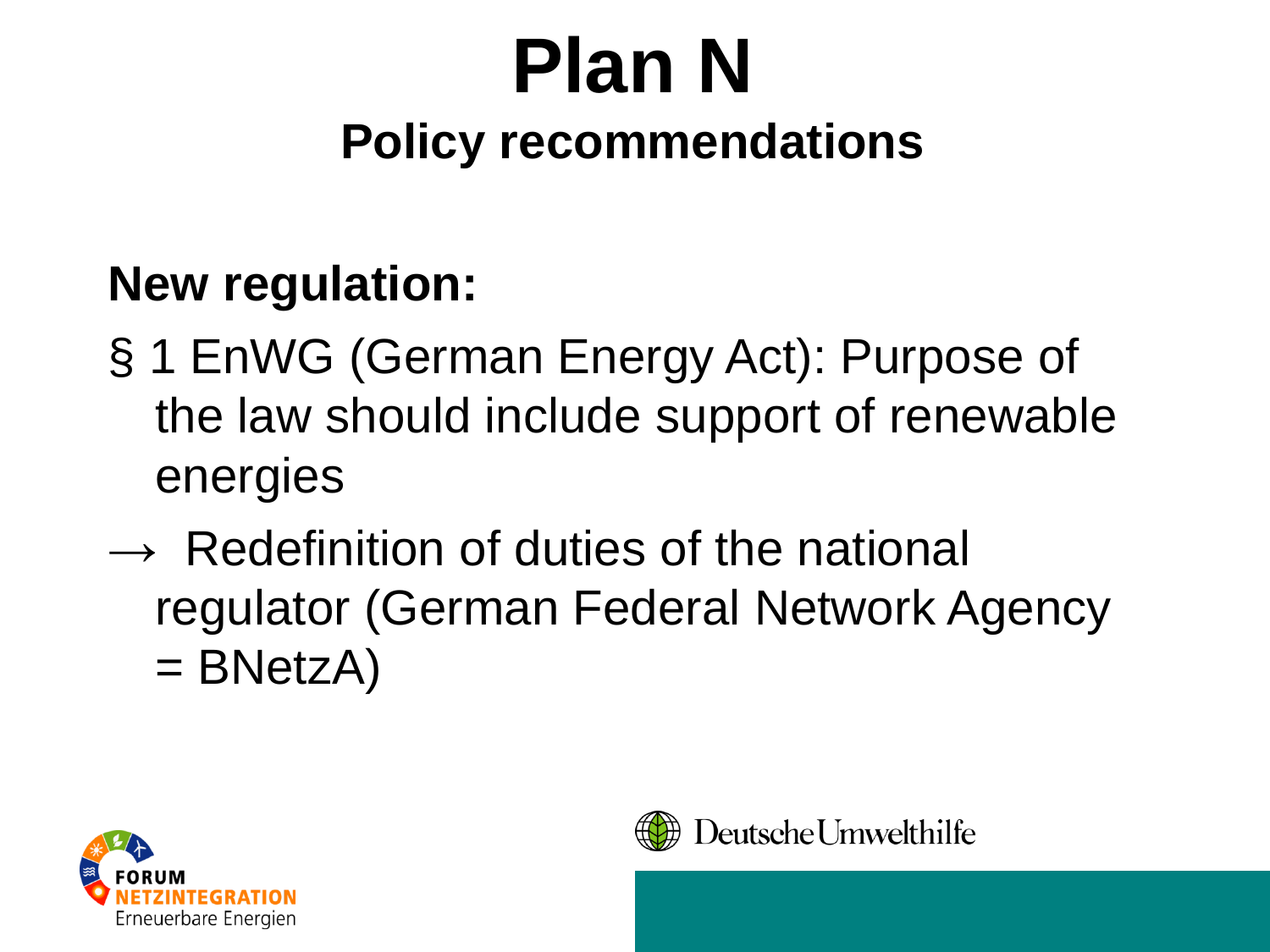# Plan N

## Policy recommendations

**New regulation:**

§ 1 EnWG (German Energy Act): Purpose of the law should include support of renewable energies

→ Redefinition of duties of the national regulator (German Federal Network Agency = BNetzA)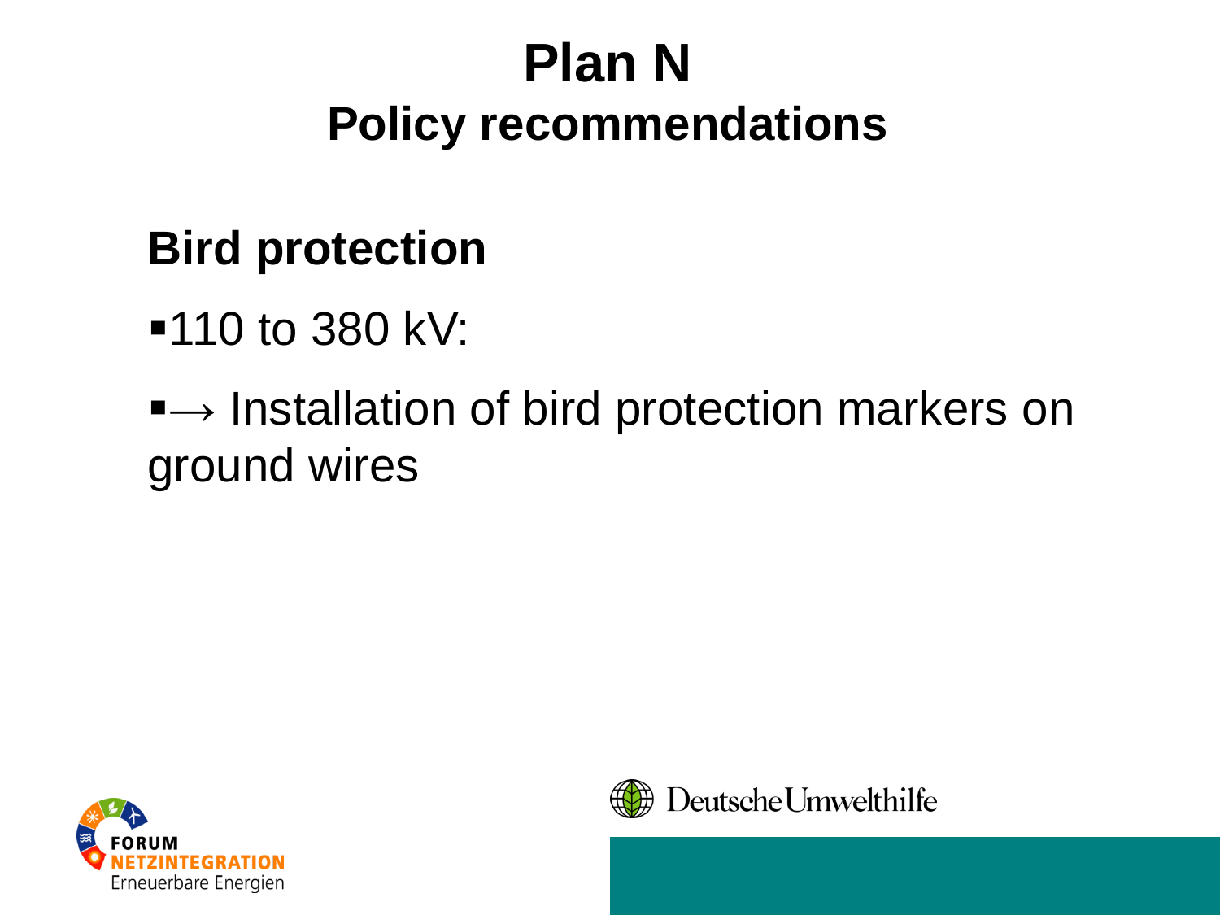# Plan N

## Policy recommendations

### Bird protection

- 110 to 380 kV:
- → Installation of bird protection markers on ground wires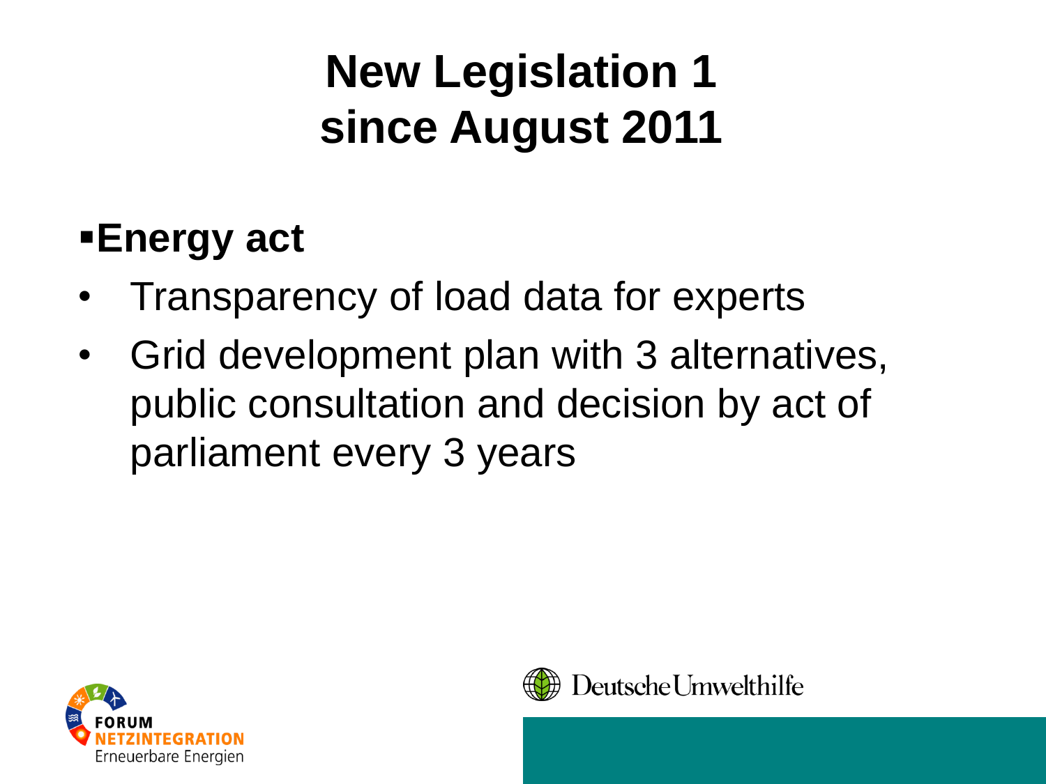# New Legislation 1 since August 2011

- **Energy act**
  - Transparency of load data for experts
  - Grid development plan with 3 alternatives, public consultation and decision by act of parliament every 3 years

FORUM NETZINTEGRATION Erneuerbare Energien

Deutsche Umwelthilfe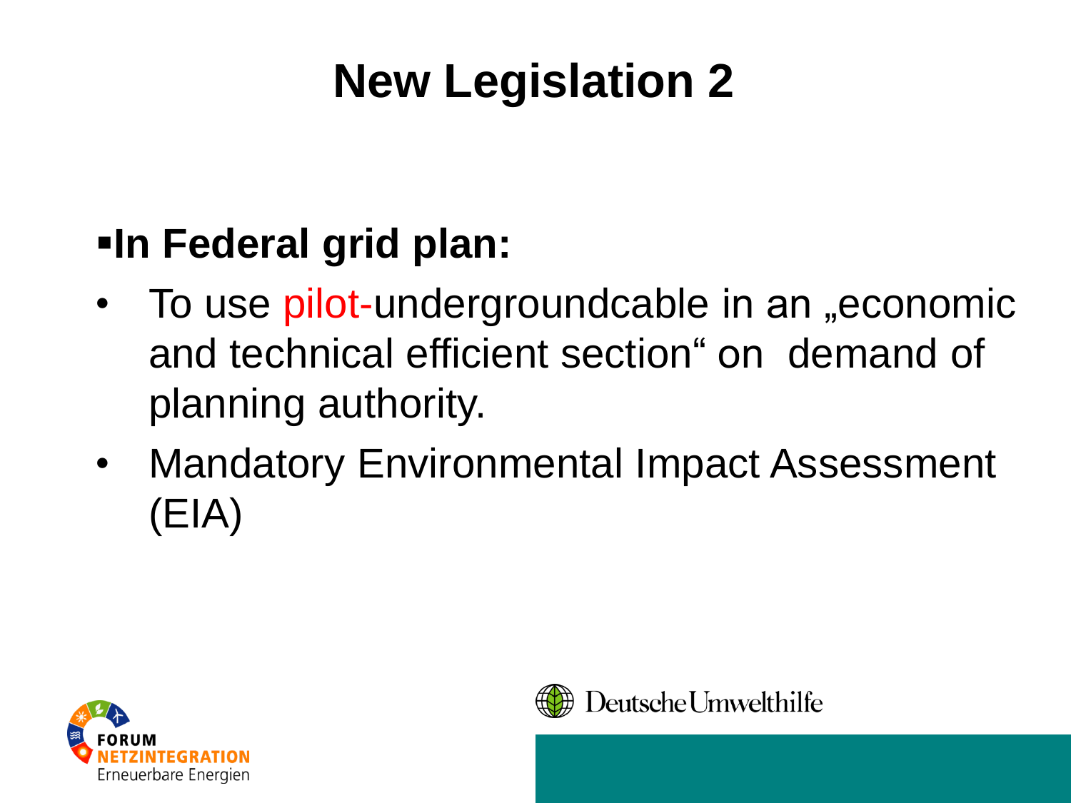# New Legislation 2

- **In Federal grid plan:**
  - To use pilot-undergroundcable in an „economic and technical efficient section“ on demand of planning authority.
  - Mandatory Environmental Impact Assessment (EIA)

FORUM NETZINTEGRATION Erneuerbare Energien

Deutsche Umwelthilfe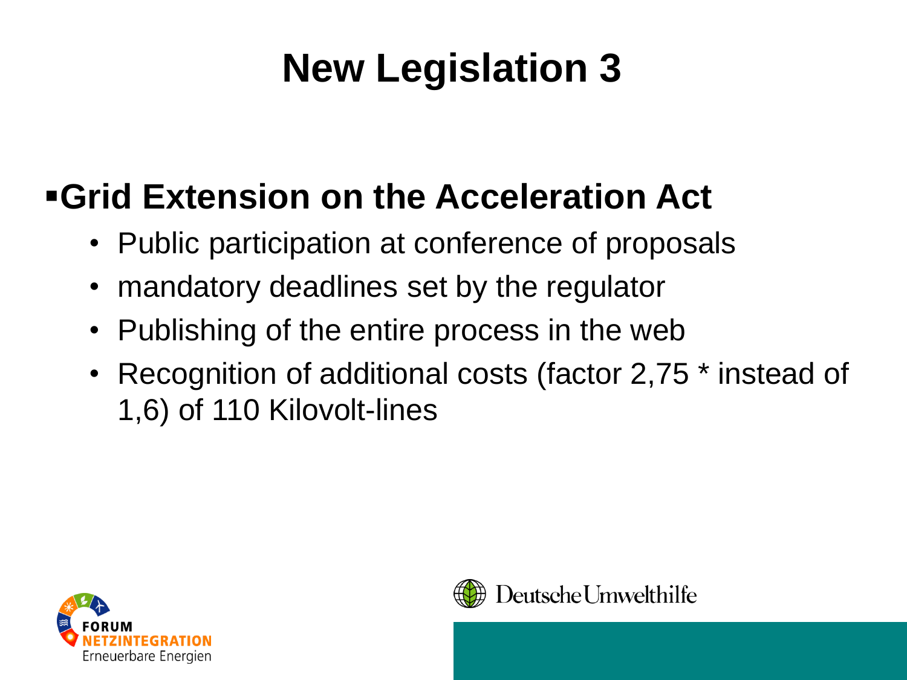# New Legislation 3

- **Grid Extension on the Acceleration Act**
  - Public participation at conference of proposals
  - mandatory deadlines set by the regulator
  - Publishing of the entire process in the web
  - Recognition of additional costs (factor 2,75 * instead of 1,6) of 110 Kilovolt-lines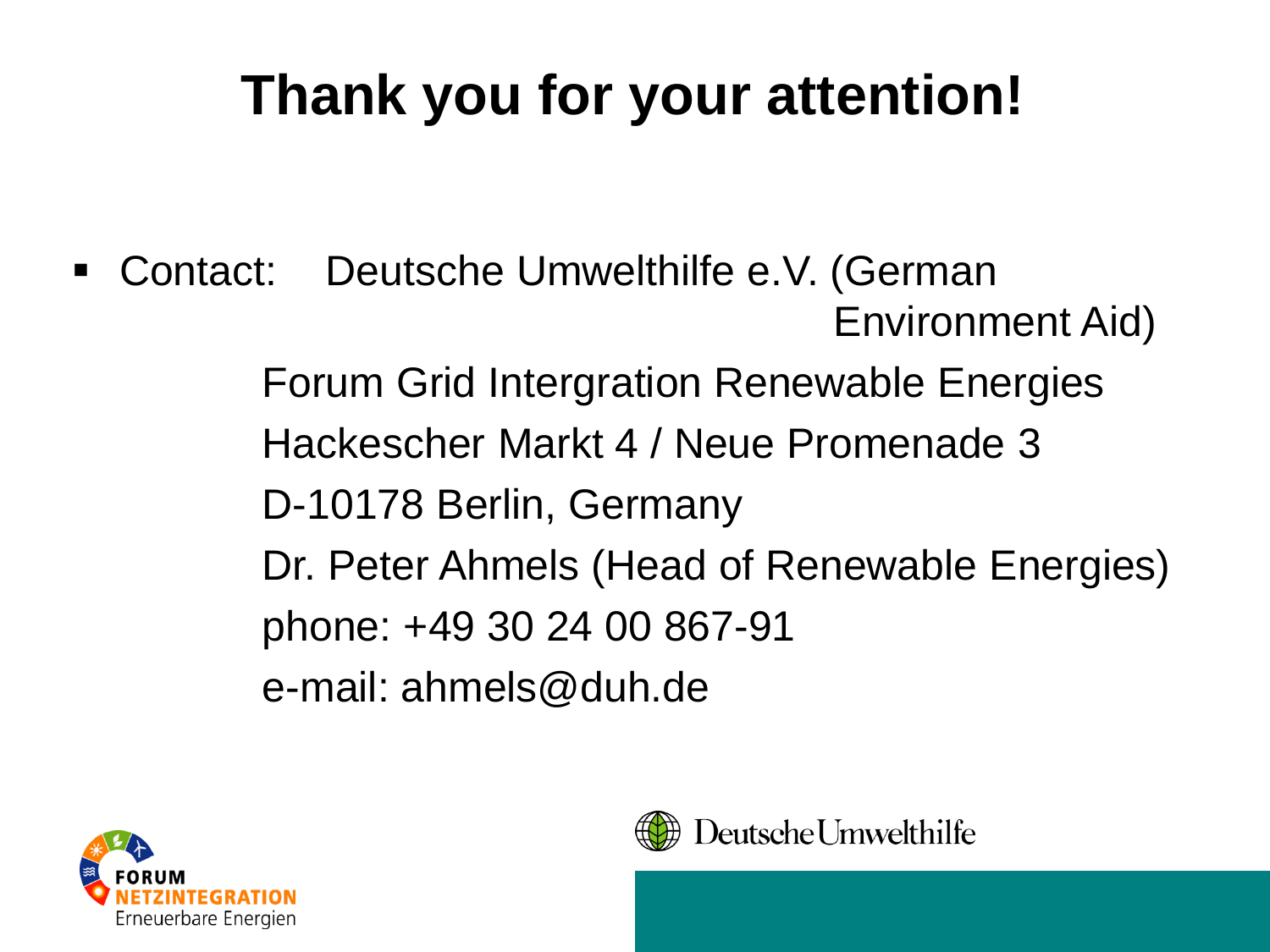# Thank you for your attention!

- Contact: Deutsche Umwelthilfe e.V. (German Environment Aid)

  Forum Grid Intergration Renewable Energies

  Hackescher Markt 4 / Neue Promenade 3

  D-10178 Berlin, Germany

  Dr. Peter Ahmels (Head of Renewable Energies)

  phone: +49 30 24 00 867-91

  e-mail: ahmels@duh.de

FORUM NETZINTEGRATION Erneuerbare Energien

DeutscheUmwelthilfe